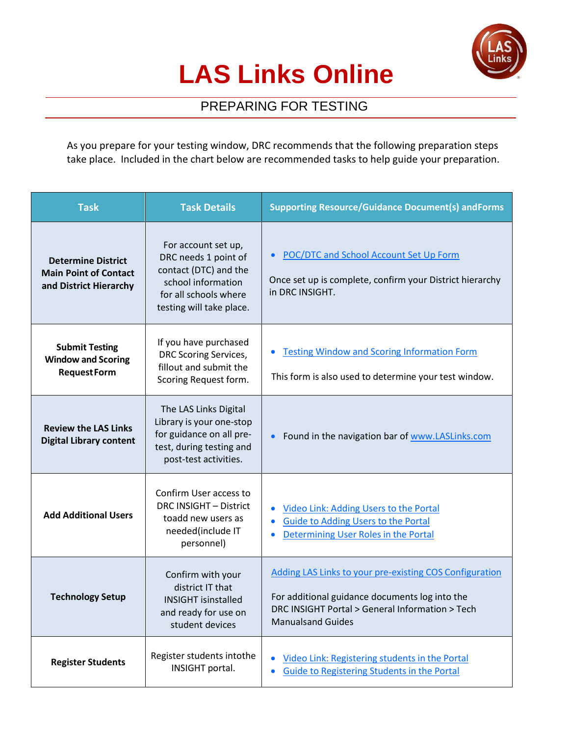# LAS Links Online

## PREPARING FOR TESTING

As you prepare for your testing window, DRC recommends that the following preparation steps take place. Included in the chart below are recommended tasks to help guide your preparation.

| Task | Task Details | Supporting Resource/Guidance Document(s) andForms |
|---|---|---|
| **Determine District Main Point of Contact and District Hierarchy** | For account set up, DRC needs 1 point of contact (DTC) and the school information for all schools where testing will take place. | • POC/DTC and School Account Set Up Form<br><br>Once set up is complete, confirm your District hierarchy in DRC INSIGHT. |
| **Submit Testing Window and Scoring RequestForm** | If you have purchased DRC Scoring Services, fillout and submit the Scoring Request form. | • Testing Window and Scoring Information Form<br><br>This form is also used to determine your test window. |
| **Review the LAS Links Digital Library content** | The LAS Links Digital Library is your one-stop for guidance on all pre-test, during testing and post-test activities. | • Found in the navigation bar of www.LASLinks.com |
| **Add Additional Users** | Confirm User access to DRC INSIGHT – District toadd new users as needed(include IT personnel) | • Video Link: Adding Users to the Portal<br>• Guide to Adding Users to the Portal<br>• Determining User Roles in the Portal |
| **Technology Setup** | Confirm with your district IT that INSIGHT isinstalled and ready for use on student devices | Adding LAS Links to your pre-existing COS Configuration<br><br>For additional guidance documents log into the DRC INSIGHT Portal > General Information > Tech Manualsand Guides |
| **Register Students** | Register students intothe INSIGHT portal. | • Video Link: Registering students in the Portal<br>• Guide to Registering Students in the Portal |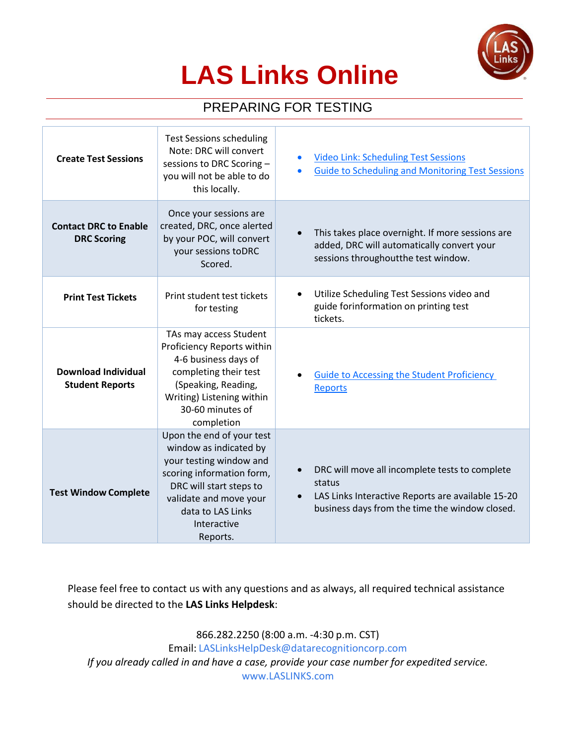# LAS Links Online

## PREPARING FOR TESTING

| | | |
|---|---|---|
| **Create Test Sessions** | Test Sessions scheduling Note: DRC will convert sessions to DRC Scoring – you will not be able to do this locally. | • Video Link: Scheduling Test Sessions<br>• Guide to Scheduling and Monitoring Test Sessions |
| **Contact DRC to Enable DRC Scoring** | Once your sessions are created, DRC, once alerted by your POC, will convert your sessions toDRC Scored. | • This takes place overnight. If more sessions are added, DRC will automatically convert your sessions throughoutthe test window. |
| **Print Test Tickets** | Print student test tickets for testing | • Utilize Scheduling Test Sessions video and guide forinformation on printing test tickets. |
| **Download Individual Student Reports** | TAs may access Student Proficiency Reports within 4-6 business days of completing their test (Speaking, Reading, Writing) Listening within 30-60 minutes of completion | • Guide to Accessing the Student Proficiency Reports |
| **Test Window Complete** | Upon the end of your test window as indicated by your testing window and scoring information form, DRC will start steps to validate and move your data to LAS Links Interactive Reports. | • DRC will move all incomplete tests to complete status<br>• LAS Links Interactive Reports are available 15-20 business days from the time the window closed. |

Please feel free to contact us with any questions and as always, all required technical assistance should be directed to the **LAS Links Helpdesk**:

866.282.2250 (8:00 a.m. -4:30 p.m. CST)
Email: LASLinksHelpDesk@datarecognitioncorp.com
*If you already called in and have a case, provide your case number for expedited service.*
www.LASLINKS.com